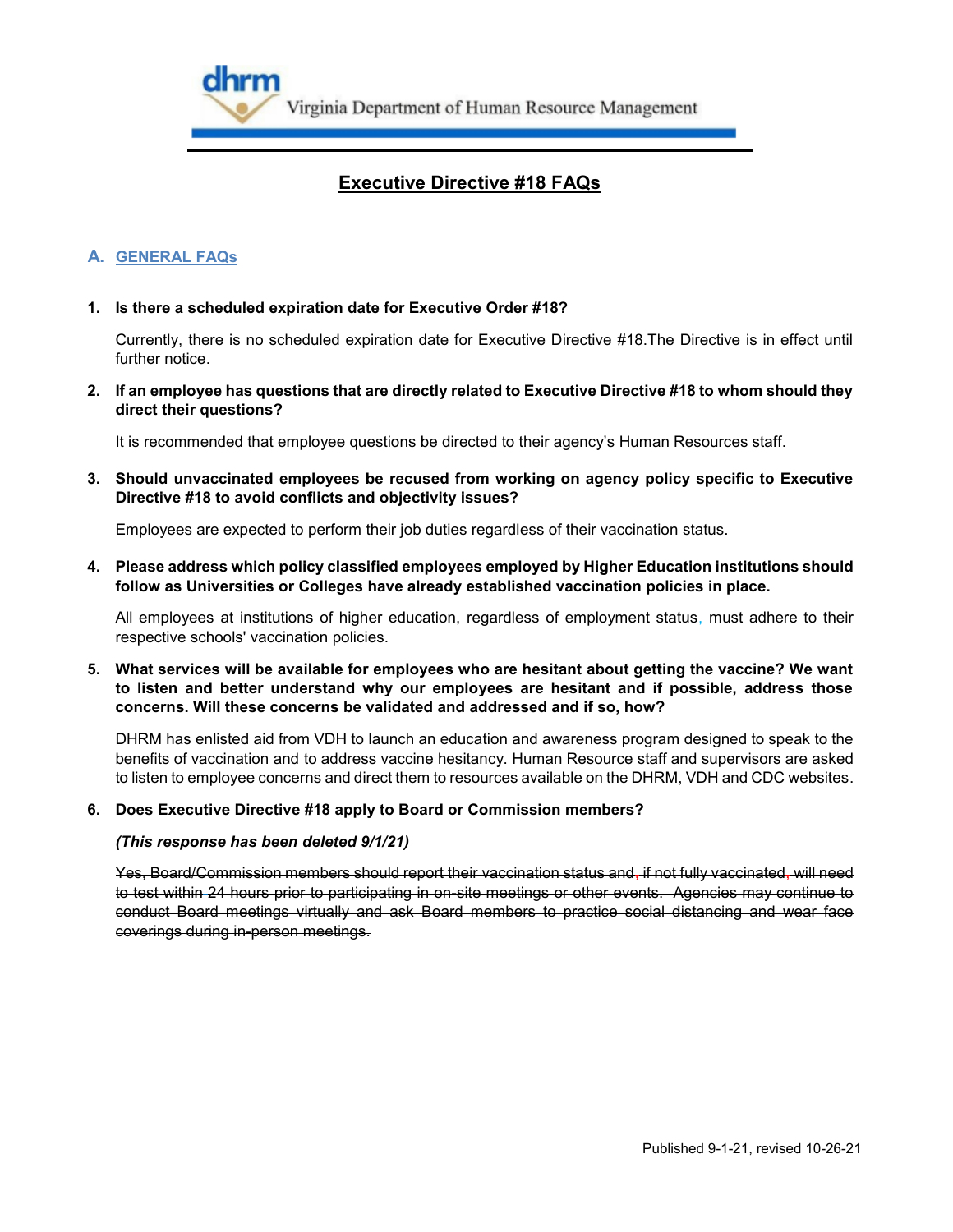Virginia Department of Human Resource Management

# Executive Directive #18 FAQs

## A. GENERAL FAQs

**1. Is there a scheduled expiration date for Executive Order #18?**

Currently, there is no scheduled expiration date for Executive Directive #18.The Directive is in effect until further notice.

**2. If an employee has questions that are directly related to Executive Directive #18 to whom should they direct their questions?**

It is recommended that employee questions be directed to their agency's Human Resources staff.

**3. Should unvaccinated employees be recused from working on agency policy specific to Executive Directive #18 to avoid conflicts and objectivity issues?**

Employees are expected to perform their job duties regardless of their vaccination status.

**4. Please address which policy classified employees employed by Higher Education institutions should follow as Universities or Colleges have already established vaccination policies in place.**

All employees at institutions of higher education, regardless of employment status, must adhere to their respective schools' vaccination policies.

**5. What services will be available for employees who are hesitant about getting the vaccine? We want to listen and better understand why our employees are hesitant and if possible, address those concerns. Will these concerns be validated and addressed and if so, how?**

DHRM has enlisted aid from VDH to launch an education and awareness program designed to speak to the benefits of vaccination and to address vaccine hesitancy. Human Resource staff and supervisors are asked to listen to employee concerns and direct them to resources available on the DHRM, VDH and CDC websites.

**6. Does Executive Directive #18 apply to Board or Commission members?**

***(This response has been deleted 9/1/21)***

~~Yes, Board/Commission members should report their vaccination status and, if not fully vaccinated, will need to test within 24 hours prior to participating in on-site meetings or other events. Agencies may continue to conduct Board meetings virtually and ask Board members to practice social distancing and wear face coverings during in-person meetings.~~

Published 9-1-21, revised 10-26-21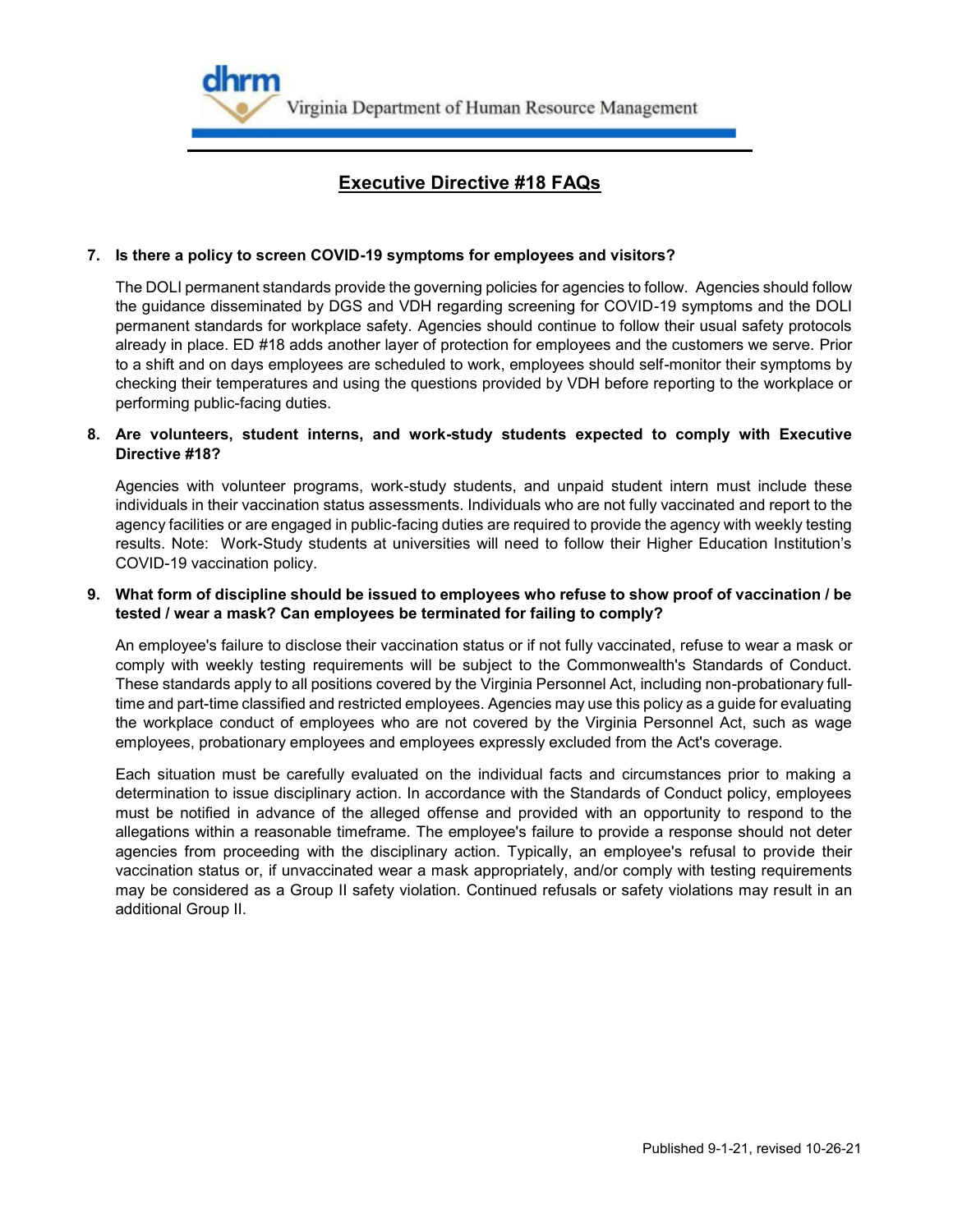# Executive Directive #18 FAQs

**7. Is there a policy to screen COVID-19 symptoms for employees and visitors?**

The DOLI permanent standards provide the governing policies for agencies to follow. Agencies should follow the guidance disseminated by DGS and VDH regarding screening for COVID-19 symptoms and the DOLI permanent standards for workplace safety. Agencies should continue to follow their usual safety protocols already in place. ED #18 adds another layer of protection for employees and the customers we serve. Prior to a shift and on days employees are scheduled to work, employees should self-monitor their symptoms by checking their temperatures and using the questions provided by VDH before reporting to the workplace or performing public-facing duties.

**8. Are volunteers, student interns, and work-study students expected to comply with Executive Directive #18?**

Agencies with volunteer programs, work-study students, and unpaid student intern must include these individuals in their vaccination status assessments. Individuals who are not fully vaccinated and report to the agency facilities or are engaged in public-facing duties are required to provide the agency with weekly testing results. Note: Work-Study students at universities will need to follow their Higher Education Institution's COVID-19 vaccination policy.

**9. What form of discipline should be issued to employees who refuse to show proof of vaccination / be tested / wear a mask? Can employees be terminated for failing to comply?**

An employee's failure to disclose their vaccination status or if not fully vaccinated, refuse to wear a mask or comply with weekly testing requirements will be subject to the Commonwealth's Standards of Conduct. These standards apply to all positions covered by the Virginia Personnel Act, including non-probationary full-time and part-time classified and restricted employees. Agencies may use this policy as a guide for evaluating the workplace conduct of employees who are not covered by the Virginia Personnel Act, such as wage employees, probationary employees and employees expressly excluded from the Act's coverage.

Each situation must be carefully evaluated on the individual facts and circumstances prior to making a determination to issue disciplinary action. In accordance with the Standards of Conduct policy, employees must be notified in advance of the alleged offense and provided with an opportunity to respond to the allegations within a reasonable timeframe. The employee's failure to provide a response should not deter agencies from proceeding with the disciplinary action. Typically, an employee's refusal to provide their vaccination status or, if unvaccinated wear a mask appropriately, and/or comply with testing requirements may be considered as a Group II safety violation. Continued refusals or safety violations may result in an additional Group II.

Published 9-1-21, revised 10-26-21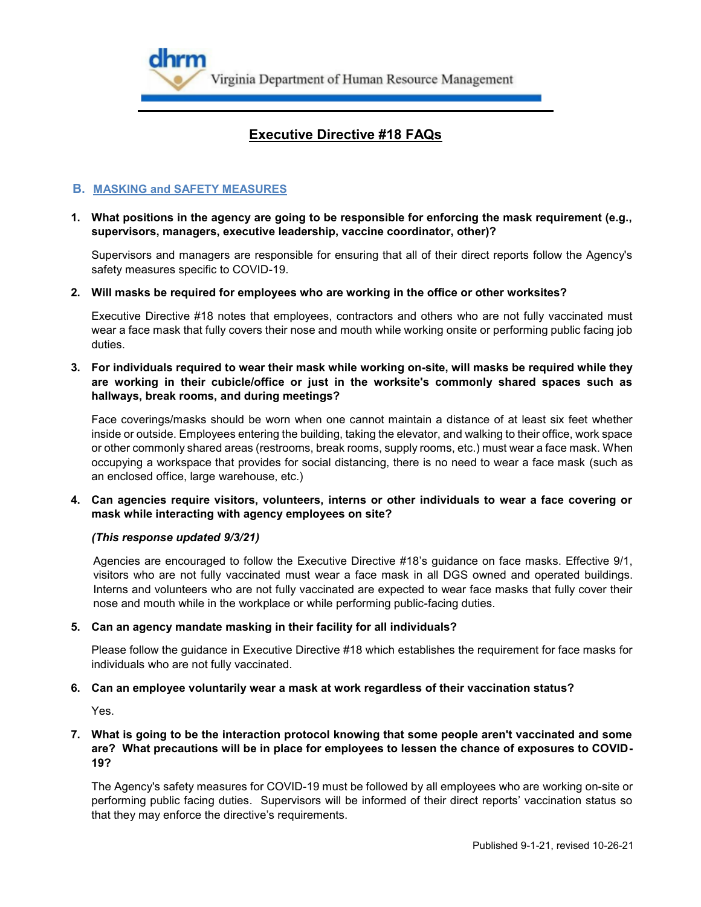# Executive Directive #18 FAQs

## B. MASKING and SAFETY MEASURES

**1. What positions in the agency are going to be responsible for enforcing the mask requirement (e.g., supervisors, managers, executive leadership, vaccine coordinator, other)?**

Supervisors and managers are responsible for ensuring that all of their direct reports follow the Agency's safety measures specific to COVID-19.

**2. Will masks be required for employees who are working in the office or other worksites?**

Executive Directive #18 notes that employees, contractors and others who are not fully vaccinated must wear a face mask that fully covers their nose and mouth while working onsite or performing public facing job duties.

**3. For individuals required to wear their mask while working on-site, will masks be required while they are working in their cubicle/office or just in the worksite's commonly shared spaces such as hallways, break rooms, and during meetings?**

Face coverings/masks should be worn when one cannot maintain a distance of at least six feet whether inside or outside. Employees entering the building, taking the elevator, and walking to their office, work space or other commonly shared areas (restrooms, break rooms, supply rooms, etc.) must wear a face mask. When occupying a workspace that provides for social distancing, there is no need to wear a face mask (such as an enclosed office, large warehouse, etc.)

**4. Can agencies require visitors, volunteers, interns or other individuals to wear a face covering or mask while interacting with agency employees on site?**

***(This response updated 9/3/21)***

Agencies are encouraged to follow the Executive Directive #18's guidance on face masks. Effective 9/1, visitors who are not fully vaccinated must wear a face mask in all DGS owned and operated buildings. Interns and volunteers who are not fully vaccinated are expected to wear face masks that fully cover their nose and mouth while in the workplace or while performing public-facing duties.

**5. Can an agency mandate masking in their facility for all individuals?**

Please follow the guidance in Executive Directive #18 which establishes the requirement for face masks for individuals who are not fully vaccinated.

**6. Can an employee voluntarily wear a mask at work regardless of their vaccination status?**

Yes.

**7. What is going to be the interaction protocol knowing that some people aren't vaccinated and some are? What precautions will be in place for employees to lessen the chance of exposures to COVID-19?**

The Agency's safety measures for COVID-19 must be followed by all employees who are working on-site or performing public facing duties. Supervisors will be informed of their direct reports' vaccination status so that they may enforce the directive's requirements.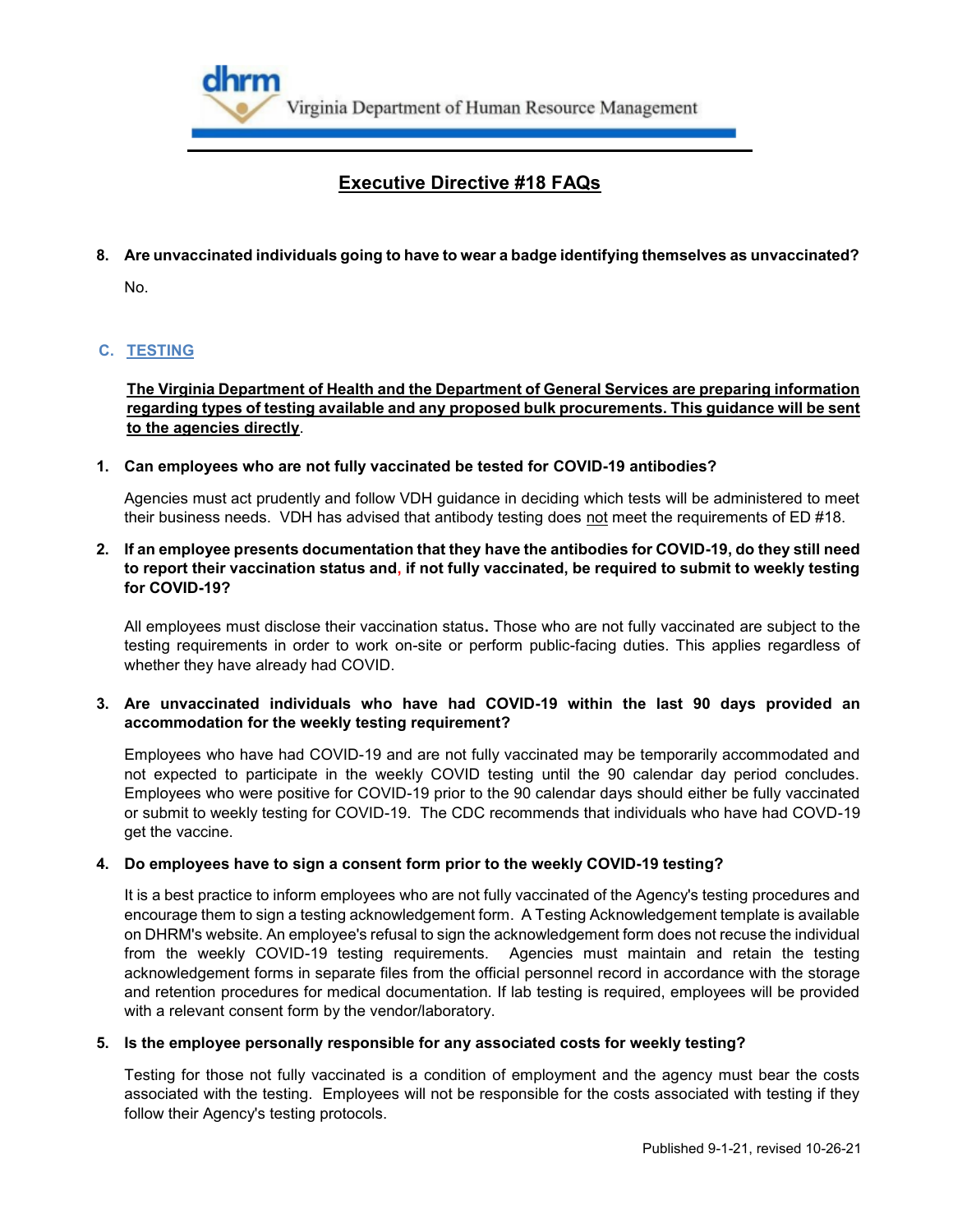8. **Are unvaccinated individuals going to have to wear a badge identifying themselves as unvaccinated?**

   No.

## C. TESTING

**The Virginia Department of Health and the Department of General Services are preparing information regarding types of testing available and any proposed bulk procurements. This guidance will be sent to the agencies directly.**

1. **Can employees who are not fully vaccinated be tested for COVID-19 antibodies?**

   Agencies must act prudently and follow VDH guidance in deciding which tests will be administered to meet their business needs. VDH has advised that antibody testing does not meet the requirements of ED #18.

2. **If an employee presents documentation that they have the antibodies for COVID-19, do they still need to report their vaccination status and, if not fully vaccinated, be required to submit to weekly testing for COVID-19?**

   All employees must disclose their vaccination status. Those who are not fully vaccinated are subject to the testing requirements in order to work on-site or perform public-facing duties. This applies regardless of whether they have already had COVID.

3. **Are unvaccinated individuals who have had COVID-19 within the last 90 days provided an accommodation for the weekly testing requirement?**

   Employees who have had COVID-19 and are not fully vaccinated may be temporarily accommodated and not expected to participate in the weekly COVID testing until the 90 calendar day period concludes. Employees who were positive for COVID-19 prior to the 90 calendar days should either be fully vaccinated or submit to weekly testing for COVID-19. The CDC recommends that individuals who have had COVD-19 get the vaccine.

4. **Do employees have to sign a consent form prior to the weekly COVID-19 testing?**

   It is a best practice to inform employees who are not fully vaccinated of the Agency's testing procedures and encourage them to sign a testing acknowledgement form. A Testing Acknowledgement template is available on DHRM's website. An employee's refusal to sign the acknowledgement form does not recuse the individual from the weekly COVID-19 testing requirements. Agencies must maintain and retain the testing acknowledgement forms in separate files from the official personnel record in accordance with the storage and retention procedures for medical documentation. If lab testing is required, employees will be provided with a relevant consent form by the vendor/laboratory.

5. **Is the employee personally responsible for any associated costs for weekly testing?**

   Testing for those not fully vaccinated is a condition of employment and the agency must bear the costs associated with the testing. Employees will not be responsible for the costs associated with testing if they follow their Agency's testing protocols.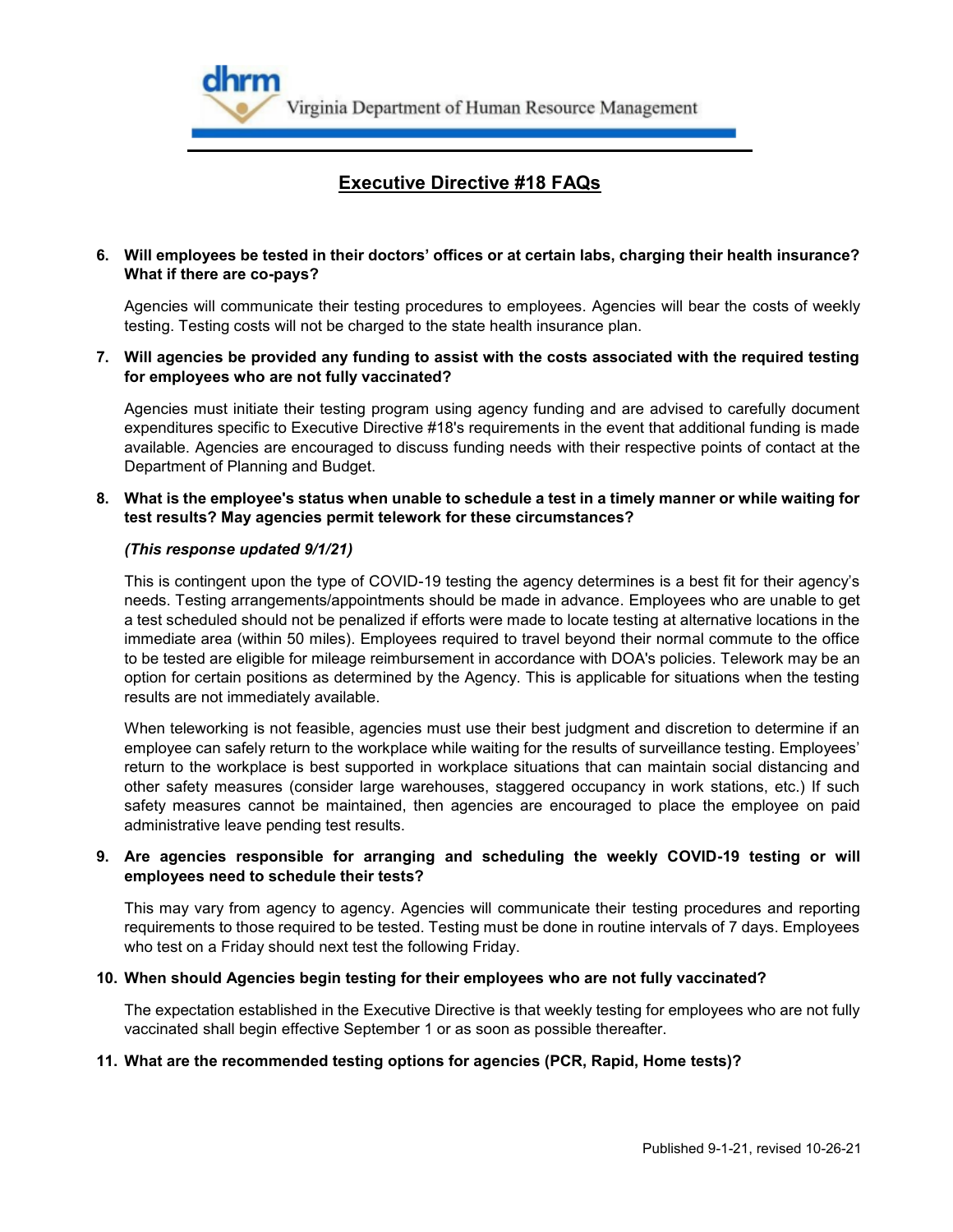## Executive Directive #18 FAQs

**6. Will employees be tested in their doctors' offices or at certain labs, charging their health insurance? What if there are co-pays?**

Agencies will communicate their testing procedures to employees. Agencies will bear the costs of weekly testing. Testing costs will not be charged to the state health insurance plan.

**7. Will agencies be provided any funding to assist with the costs associated with the required testing for employees who are not fully vaccinated?**

Agencies must initiate their testing program using agency funding and are advised to carefully document expenditures specific to Executive Directive #18's requirements in the event that additional funding is made available. Agencies are encouraged to discuss funding needs with their respective points of contact at the Department of Planning and Budget.

**8. What is the employee's status when unable to schedule a test in a timely manner or while waiting for test results? May agencies permit telework for these circumstances?**

***(This response updated 9/1/21)***

This is contingent upon the type of COVID-19 testing the agency determines is a best fit for their agency's needs. Testing arrangements/appointments should be made in advance. Employees who are unable to get a test scheduled should not be penalized if efforts were made to locate testing at alternative locations in the immediate area (within 50 miles). Employees required to travel beyond their normal commute to the office to be tested are eligible for mileage reimbursement in accordance with DOA's policies. Telework may be an option for certain positions as determined by the Agency. This is applicable for situations when the testing results are not immediately available.

When teleworking is not feasible, agencies must use their best judgment and discretion to determine if an employee can safely return to the workplace while waiting for the results of surveillance testing. Employees' return to the workplace is best supported in workplace situations that can maintain social distancing and other safety measures (consider large warehouses, staggered occupancy in work stations, etc.) If such safety measures cannot be maintained, then agencies are encouraged to place the employee on paid administrative leave pending test results.

**9. Are agencies responsible for arranging and scheduling the weekly COVID-19 testing or will employees need to schedule their tests?**

This may vary from agency to agency. Agencies will communicate their testing procedures and reporting requirements to those required to be tested. Testing must be done in routine intervals of 7 days. Employees who test on a Friday should next test the following Friday.

**10. When should Agencies begin testing for their employees who are not fully vaccinated?**

The expectation established in the Executive Directive is that weekly testing for employees who are not fully vaccinated shall begin effective September 1 or as soon as possible thereafter.

**11. What are the recommended testing options for agencies (PCR, Rapid, Home tests)?**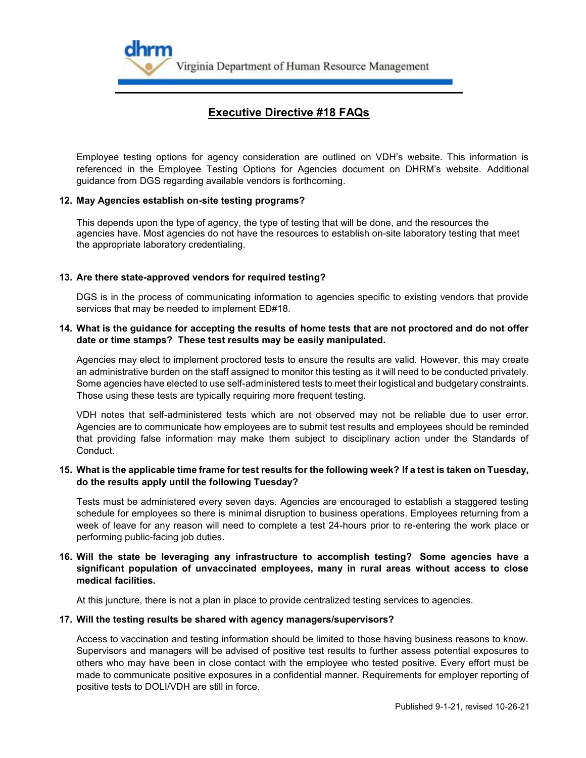## Executive Directive #18 FAQs

Employee testing options for agency consideration are outlined on VDH's website. This information is referenced in the Employee Testing Options for Agencies document on DHRM's website. Additional guidance from DGS regarding available vendors is forthcoming.

**12. May Agencies establish on-site testing programs?**

This depends upon the type of agency, the type of testing that will be done, and the resources the agencies have. Most agencies do not have the resources to establish on-site laboratory testing that meet the appropriate laboratory credentialing.

**13. Are there state-approved vendors for required testing?**

DGS is in the process of communicating information to agencies specific to existing vendors that provide services that may be needed to implement ED#18.

**14. What is the guidance for accepting the results of home tests that are not proctored and do not offer date or time stamps? These test results may be easily manipulated.**

Agencies may elect to implement proctored tests to ensure the results are valid. However, this may create an administrative burden on the staff assigned to monitor this testing as it will need to be conducted privately. Some agencies have elected to use self-administered tests to meet their logistical and budgetary constraints. Those using these tests are typically requiring more frequent testing.

VDH notes that self-administered tests which are not observed may not be reliable due to user error. Agencies are to communicate how employees are to submit test results and employees should be reminded that providing false information may make them subject to disciplinary action under the Standards of Conduct.

**15. What is the applicable time frame for test results for the following week? If a test is taken on Tuesday, do the results apply until the following Tuesday?**

Tests must be administered every seven days. Agencies are encouraged to establish a staggered testing schedule for employees so there is minimal disruption to business operations. Employees returning from a week of leave for any reason will need to complete a test 24-hours prior to re-entering the work place or performing public-facing job duties.

**16. Will the state be leveraging any infrastructure to accomplish testing? Some agencies have a significant population of unvaccinated employees, many in rural areas without access to close medical facilities.**

At this juncture, there is not a plan in place to provide centralized testing services to agencies.

**17. Will the testing results be shared with agency managers/supervisors?**

Access to vaccination and testing information should be limited to those having business reasons to know. Supervisors and managers will be advised of positive test results to further assess potential exposures to others who may have been in close contact with the employee who tested positive. Every effort must be made to communicate positive exposures in a confidential manner. Requirements for employer reporting of positive tests to DOLI/VDH are still in force.

Published 9-1-21, revised 10-26-21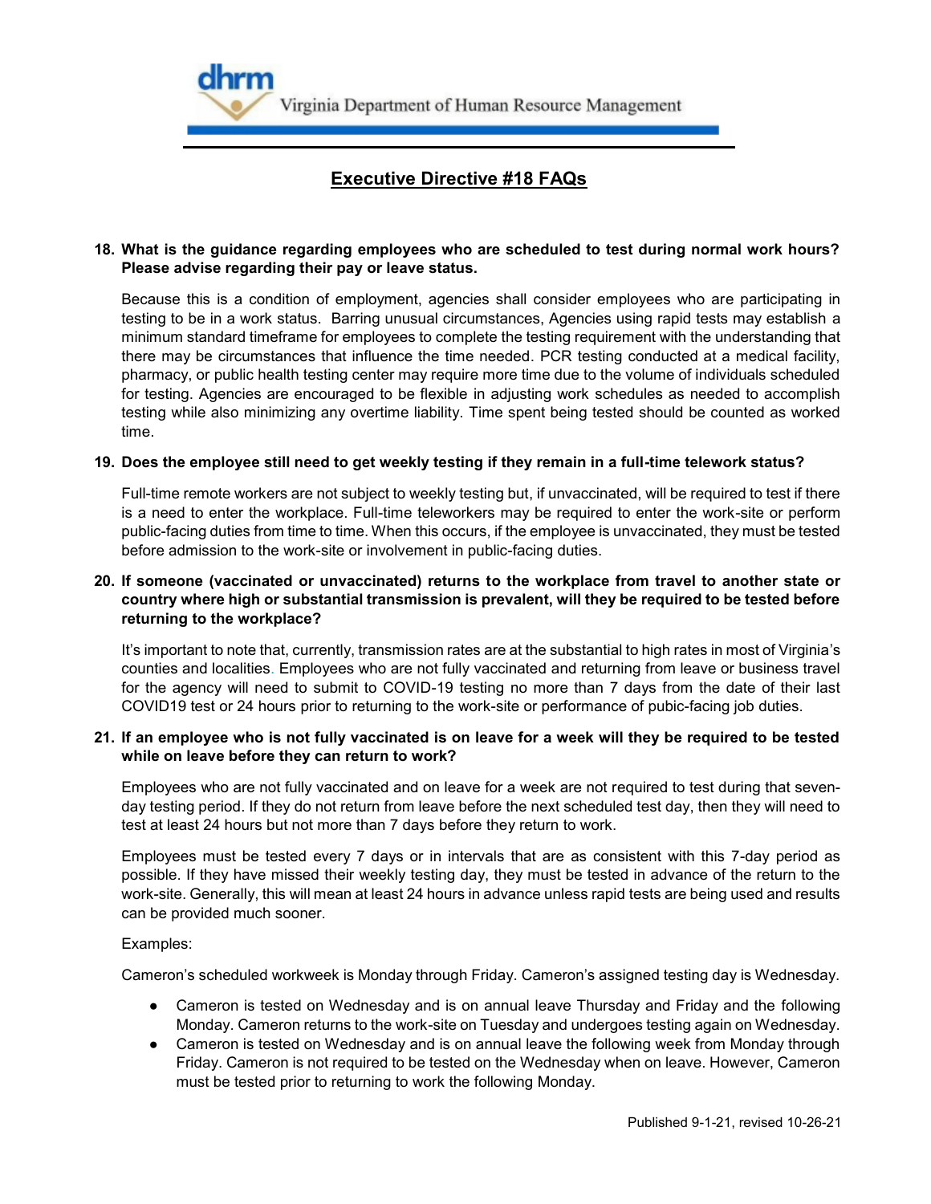## Executive Directive #18 FAQs

**18. What is the guidance regarding employees who are scheduled to test during normal work hours? Please advise regarding their pay or leave status.**

Because this is a condition of employment, agencies shall consider employees who are participating in testing to be in a work status. Barring unusual circumstances, Agencies using rapid tests may establish a minimum standard timeframe for employees to complete the testing requirement with the understanding that there may be circumstances that influence the time needed. PCR testing conducted at a medical facility, pharmacy, or public health testing center may require more time due to the volume of individuals scheduled for testing. Agencies are encouraged to be flexible in adjusting work schedules as needed to accomplish testing while also minimizing any overtime liability. Time spent being tested should be counted as worked time.

**19. Does the employee still need to get weekly testing if they remain in a full-time telework status?**

Full-time remote workers are not subject to weekly testing but, if unvaccinated, will be required to test if there is a need to enter the workplace. Full-time teleworkers may be required to enter the work-site or perform public-facing duties from time to time. When this occurs, if the employee is unvaccinated, they must be tested before admission to the work-site or involvement in public-facing duties.

**20. If someone (vaccinated or unvaccinated) returns to the workplace from travel to another state or country where high or substantial transmission is prevalent, will they be required to be tested before returning to the workplace?**

It's important to note that, currently, transmission rates are at the substantial to high rates in most of Virginia's counties and localities. Employees who are not fully vaccinated and returning from leave or business travel for the agency will need to submit to COVID-19 testing no more than 7 days from the date of their last COVID19 test or 24 hours prior to returning to the work-site or performance of pubic-facing job duties.

**21. If an employee who is not fully vaccinated is on leave for a week will they be required to be tested while on leave before they can return to work?**

Employees who are not fully vaccinated and on leave for a week are not required to test during that seven-day testing period. If they do not return from leave before the next scheduled test day, then they will need to test at least 24 hours but not more than 7 days before they return to work.

Employees must be tested every 7 days or in intervals that are as consistent with this 7-day period as possible. If they have missed their weekly testing day, they must be tested in advance of the return to the work-site. Generally, this will mean at least 24 hours in advance unless rapid tests are being used and results can be provided much sooner.

Examples:

Cameron's scheduled workweek is Monday through Friday. Cameron's assigned testing day is Wednesday.

- Cameron is tested on Wednesday and is on annual leave Thursday and Friday and the following Monday. Cameron returns to the work-site on Tuesday and undergoes testing again on Wednesday.
- Cameron is tested on Wednesday and is on annual leave the following week from Monday through Friday. Cameron is not required to be tested on the Wednesday when on leave. However, Cameron must be tested prior to returning to work the following Monday.

Published 9-1-21, revised 10-26-21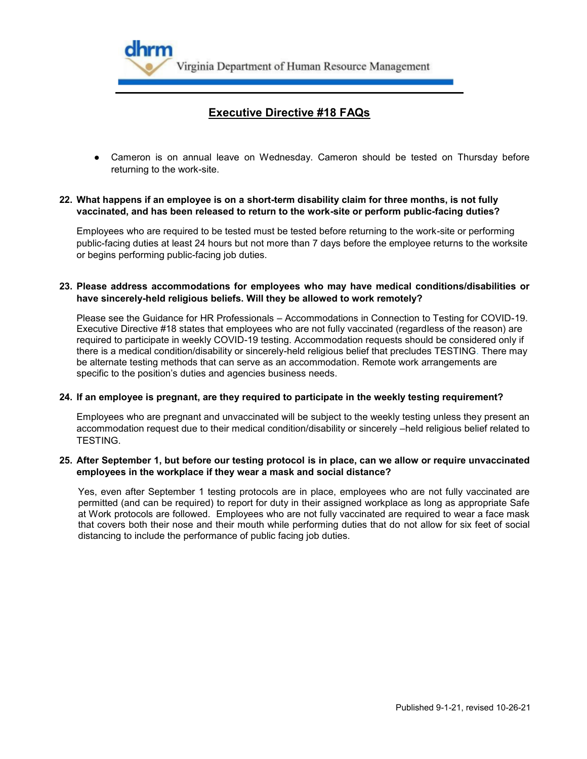## Executive Directive #18 FAQs

- Cameron is on annual leave on Wednesday. Cameron should be tested on Thursday before returning to the work-site.

**22. What happens if an employee is on a short-term disability claim for three months, is not fully vaccinated, and has been released to return to the work-site or perform public-facing duties?**

Employees who are required to be tested must be tested before returning to the work-site or performing public-facing duties at least 24 hours but not more than 7 days before the employee returns to the worksite or begins performing public-facing job duties.

**23. Please address accommodations for employees who may have medical conditions/disabilities or have sincerely-held religious beliefs. Will they be allowed to work remotely?**

Please see the Guidance for HR Professionals – Accommodations in Connection to Testing for COVID-19. Executive Directive #18 states that employees who are not fully vaccinated (regardless of the reason) are required to participate in weekly COVID-19 testing. Accommodation requests should be considered only if there is a medical condition/disability or sincerely-held religious belief that precludes TESTING. There may be alternate testing methods that can serve as an accommodation. Remote work arrangements are specific to the position's duties and agencies business needs.

**24. If an employee is pregnant, are they required to participate in the weekly testing requirement?**

Employees who are pregnant and unvaccinated will be subject to the weekly testing unless they present an accommodation request due to their medical condition/disability or sincerely –held religious belief related to TESTING.

**25. After September 1, but before our testing protocol is in place, can we allow or require unvaccinated employees in the workplace if they wear a mask and social distance?**

Yes, even after September 1 testing protocols are in place, employees who are not fully vaccinated are permitted (and can be required) to report for duty in their assigned workplace as long as appropriate Safe at Work protocols are followed. Employees who are not fully vaccinated are required to wear a face mask that covers both their nose and their mouth while performing duties that do not allow for six feet of social distancing to include the performance of public facing job duties.

Published 9-1-21, revised 10-26-21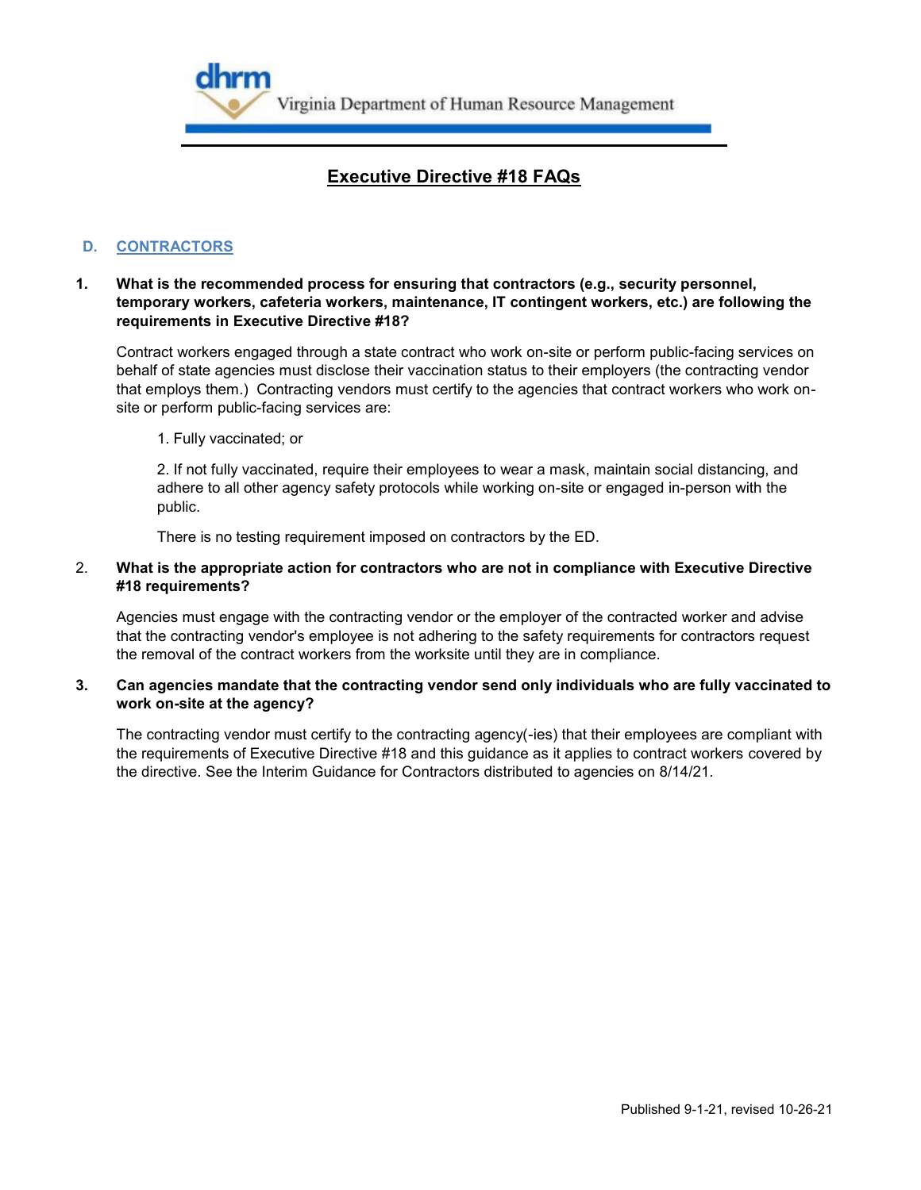## Executive Directive #18 FAQs

### D. CONTRACTORS

**1. What is the recommended process for ensuring that contractors (e.g., security personnel, temporary workers, cafeteria workers, maintenance, IT contingent workers, etc.) are following the requirements in Executive Directive #18?**

Contract workers engaged through a state contract who work on-site or perform public-facing services on behalf of state agencies must disclose their vaccination status to their employers (the contracting vendor that employs them.) Contracting vendors must certify to the agencies that contract workers who work on-site or perform public-facing services are:

1. Fully vaccinated; or

2. If not fully vaccinated, require their employees to wear a mask, maintain social distancing, and adhere to all other agency safety protocols while working on-site or engaged in-person with the public.

There is no testing requirement imposed on contractors by the ED.

**2. What is the appropriate action for contractors who are not in compliance with Executive Directive #18 requirements?**

Agencies must engage with the contracting vendor or the employer of the contracted worker and advise that the contracting vendor's employee is not adhering to the safety requirements for contractors request the removal of the contract workers from the worksite until they are in compliance.

**3. Can agencies mandate that the contracting vendor send only individuals who are fully vaccinated to work on-site at the agency?**

The contracting vendor must certify to the contracting agency(-ies) that their employees are compliant with the requirements of Executive Directive #18 and this guidance as it applies to contract workers covered by the directive. See the Interim Guidance for Contractors distributed to agencies on 8/14/21.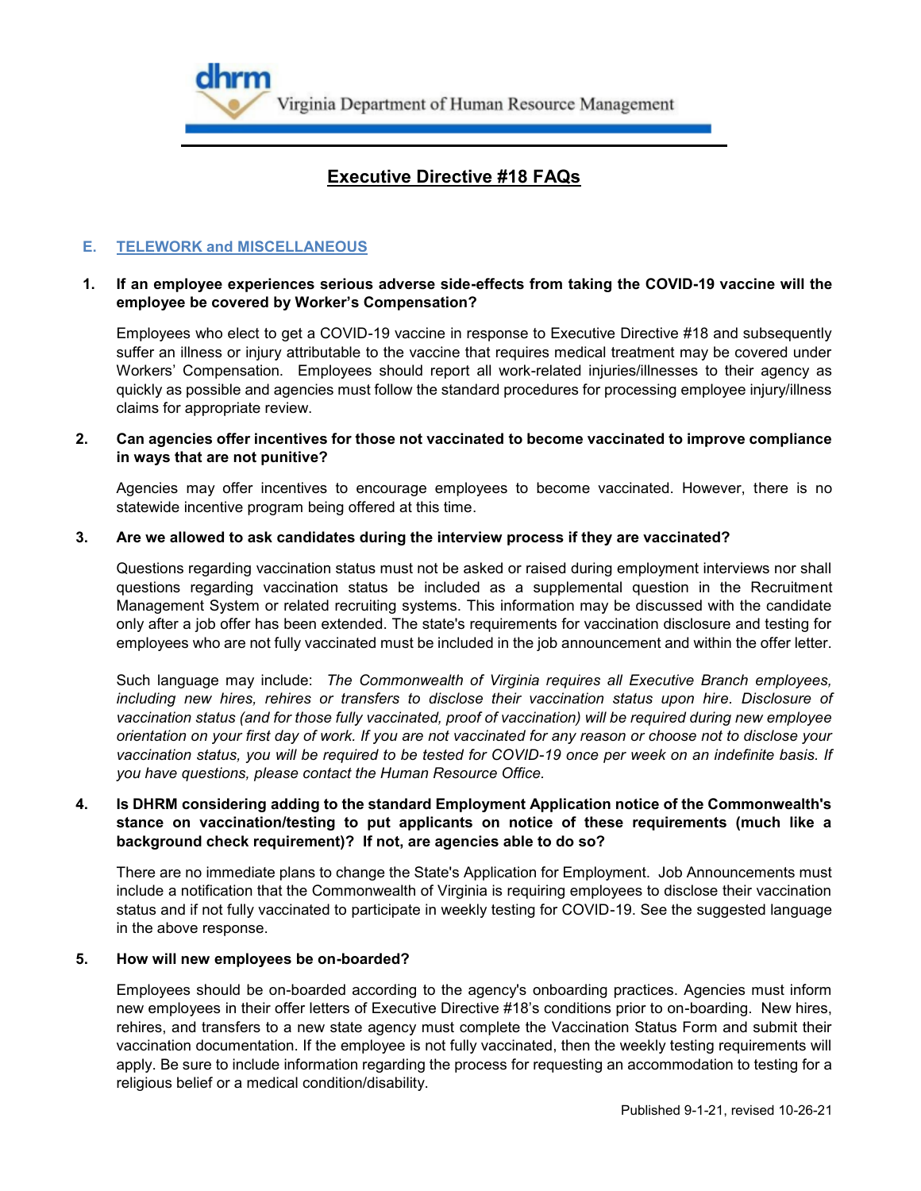# Executive Directive #18 FAQs

## E. TELEWORK and MISCELLANEOUS

**1. If an employee experiences serious adverse side-effects from taking the COVID-19 vaccine will the employee be covered by Worker's Compensation?**

Employees who elect to get a COVID-19 vaccine in response to Executive Directive #18 and subsequently suffer an illness or injury attributable to the vaccine that requires medical treatment may be covered under Workers' Compensation. Employees should report all work-related injuries/illnesses to their agency as quickly as possible and agencies must follow the standard procedures for processing employee injury/illness claims for appropriate review.

**2. Can agencies offer incentives for those not vaccinated to become vaccinated to improve compliance in ways that are not punitive?**

Agencies may offer incentives to encourage employees to become vaccinated. However, there is no statewide incentive program being offered at this time.

**3. Are we allowed to ask candidates during the interview process if they are vaccinated?**

Questions regarding vaccination status must not be asked or raised during employment interviews nor shall questions regarding vaccination status be included as a supplemental question in the Recruitment Management System or related recruiting systems. This information may be discussed with the candidate only after a job offer has been extended. The state's requirements for vaccination disclosure and testing for employees who are not fully vaccinated must be included in the job announcement and within the offer letter.

Such language may include: *The Commonwealth of Virginia requires all Executive Branch employees, including new hires, rehires or transfers to disclose their vaccination status upon hire. Disclosure of vaccination status (and for those fully vaccinated, proof of vaccination) will be required during new employee orientation on your first day of work. If you are not vaccinated for any reason or choose not to disclose your vaccination status, you will be required to be tested for COVID-19 once per week on an indefinite basis. If you have questions, please contact the Human Resource Office.*

**4. Is DHRM considering adding to the standard Employment Application notice of the Commonwealth's stance on vaccination/testing to put applicants on notice of these requirements (much like a background check requirement)? If not, are agencies able to do so?**

There are no immediate plans to change the State's Application for Employment. Job Announcements must include a notification that the Commonwealth of Virginia is requiring employees to disclose their vaccination status and if not fully vaccinated to participate in weekly testing for COVID-19. See the suggested language in the above response.

**5. How will new employees be on-boarded?**

Employees should be on-boarded according to the agency's onboarding practices. Agencies must inform new employees in their offer letters of Executive Directive #18's conditions prior to on-boarding. New hires, rehires, and transfers to a new state agency must complete the Vaccination Status Form and submit their vaccination documentation. If the employee is not fully vaccinated, then the weekly testing requirements will apply. Be sure to include information regarding the process for requesting an accommodation to testing for a religious belief or a medical condition/disability.

Published 9-1-21, revised 10-26-21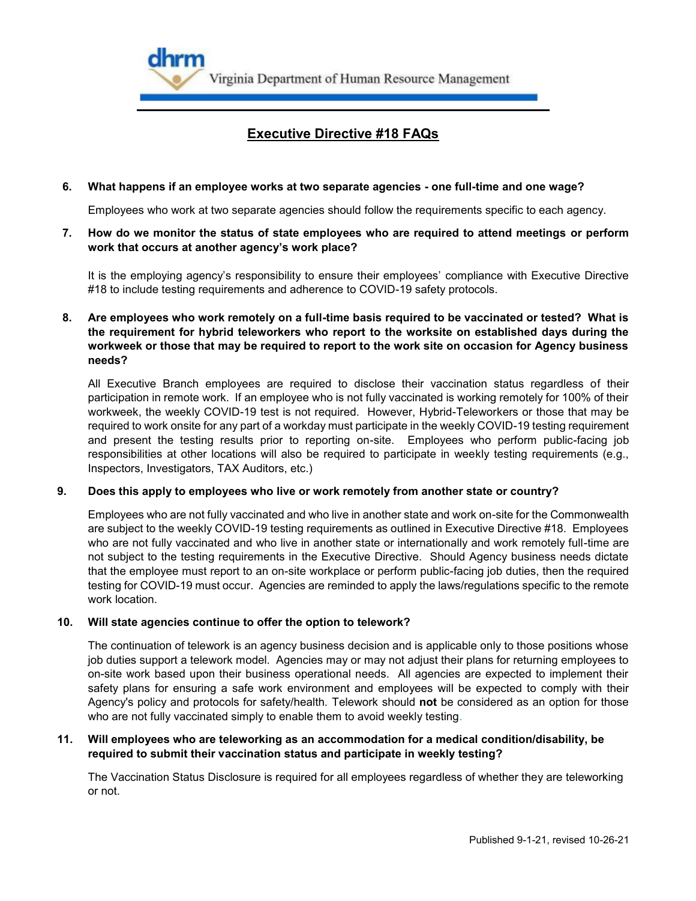## Executive Directive #18 FAQs

6. **What happens if an employee works at two separate agencies - one full-time and one wage?**

   Employees who work at two separate agencies should follow the requirements specific to each agency.

7. **How do we monitor the status of state employees who are required to attend meetings or perform work that occurs at another agency's work place?**

   It is the employing agency's responsibility to ensure their employees' compliance with Executive Directive #18 to include testing requirements and adherence to COVID-19 safety protocols.

8. **Are employees who work remotely on a full-time basis required to be vaccinated or tested? What is the requirement for hybrid teleworkers who report to the worksite on established days during the workweek or those that may be required to report to the work site on occasion for Agency business needs?**

   All Executive Branch employees are required to disclose their vaccination status regardless of their participation in remote work. If an employee who is not fully vaccinated is working remotely for 100% of their workweek, the weekly COVID-19 test is not required. However, Hybrid-Teleworkers or those that may be required to work onsite for any part of a workday must participate in the weekly COVID-19 testing requirement and present the testing results prior to reporting on-site. Employees who perform public-facing job responsibilities at other locations will also be required to participate in weekly testing requirements (e.g., Inspectors, Investigators, TAX Auditors, etc.)

9. **Does this apply to employees who live or work remotely from another state or country?**

   Employees who are not fully vaccinated and who live in another state and work on-site for the Commonwealth are subject to the weekly COVID-19 testing requirements as outlined in Executive Directive #18. Employees who are not fully vaccinated and who live in another state or internationally and work remotely full-time are not subject to the testing requirements in the Executive Directive. Should Agency business needs dictate that the employee must report to an on-site workplace or perform public-facing job duties, then the required testing for COVID-19 must occur. Agencies are reminded to apply the laws/regulations specific to the remote work location.

10. **Will state agencies continue to offer the option to telework?**

    The continuation of telework is an agency business decision and is applicable only to those positions whose job duties support a telework model. Agencies may or may not adjust their plans for returning employees to on-site work based upon their business operational needs. All agencies are expected to implement their safety plans for ensuring a safe work environment and employees will be expected to comply with their Agency's policy and protocols for safety/health. Telework should **not** be considered as an option for those who are not fully vaccinated simply to enable them to avoid weekly testing.

11. **Will employees who are teleworking as an accommodation for a medical condition/disability, be required to submit their vaccination status and participate in weekly testing?**

    The Vaccination Status Disclosure is required for all employees regardless of whether they are teleworking or not.

Published 9-1-21, revised 10-26-21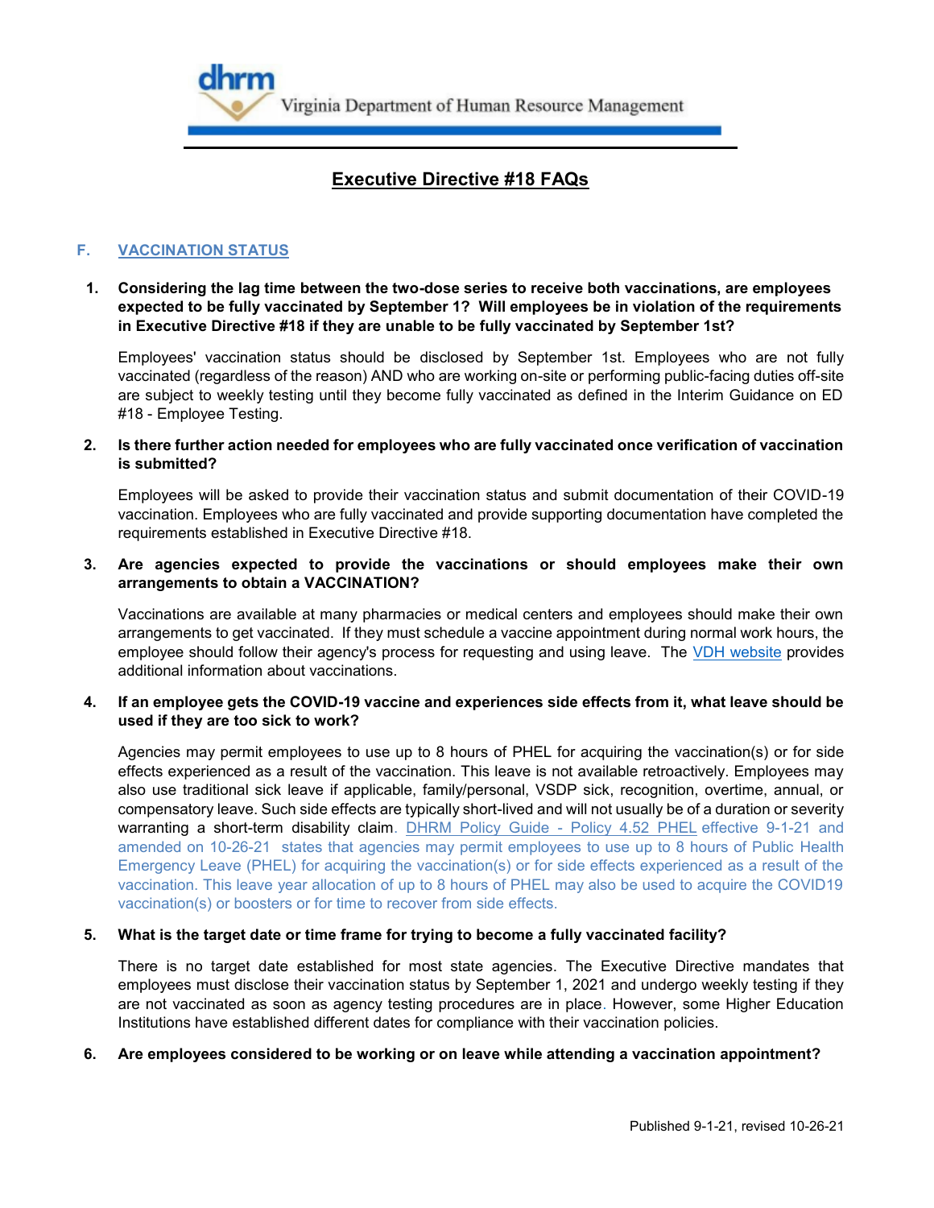# Executive Directive #18 FAQs

## F. VACCINATION STATUS

1. **Considering the lag time between the two-dose series to receive both vaccinations, are employees expected to be fully vaccinated by September 1? Will employees be in violation of the requirements in Executive Directive #18 if they are unable to be fully vaccinated by September 1st?**

   Employees' vaccination status should be disclosed by September 1st. Employees who are not fully vaccinated (regardless of the reason) AND who are working on-site or performing public-facing duties off-site are subject to weekly testing until they become fully vaccinated as defined in the Interim Guidance on ED #18 - Employee Testing.

2. **Is there further action needed for employees who are fully vaccinated once verification of vaccination is submitted?**

   Employees will be asked to provide their vaccination status and submit documentation of their COVID-19 vaccination. Employees who are fully vaccinated and provide supporting documentation have completed the requirements established in Executive Directive #18.

3. **Are agencies expected to provide the vaccinations or should employees make their own arrangements to obtain a VACCINATION?**

   Vaccinations are available at many pharmacies or medical centers and employees should make their own arrangements to get vaccinated. If they must schedule a vaccine appointment during normal work hours, the employee should follow their agency's process for requesting and using leave. The VDH website provides additional information about vaccinations.

4. **If an employee gets the COVID-19 vaccine and experiences side effects from it, what leave should be used if they are too sick to work?**

   Agencies may permit employees to use up to 8 hours of PHEL for acquiring the vaccination(s) or for side effects experienced as a result of the vaccination. This leave is not available retroactively. Employees may also use traditional sick leave if applicable, family/personal, VSDP sick, recognition, overtime, annual, or compensatory leave. Such side effects are typically short-lived and will not usually be of a duration or severity warranting a short-term disability claim. DHRM Policy Guide - Policy 4.52 PHEL effective 9-1-21 and amended on 10-26-21 states that agencies may permit employees to use up to 8 hours of Public Health Emergency Leave (PHEL) for acquiring the vaccination(s) or for side effects experienced as a result of the vaccination. This leave year allocation of up to 8 hours of PHEL may also be used to acquire the COVID19 vaccination(s) or boosters or for time to recover from side effects.

5. **What is the target date or time frame for trying to become a fully vaccinated facility?**

   There is no target date established for most state agencies. The Executive Directive mandates that employees must disclose their vaccination status by September 1, 2021 and undergo weekly testing if they are not vaccinated as soon as agency testing procedures are in place. However, some Higher Education Institutions have established different dates for compliance with their vaccination policies.

6. **Are employees considered to be working or on leave while attending a vaccination appointment?**

Published 9-1-21, revised 10-26-21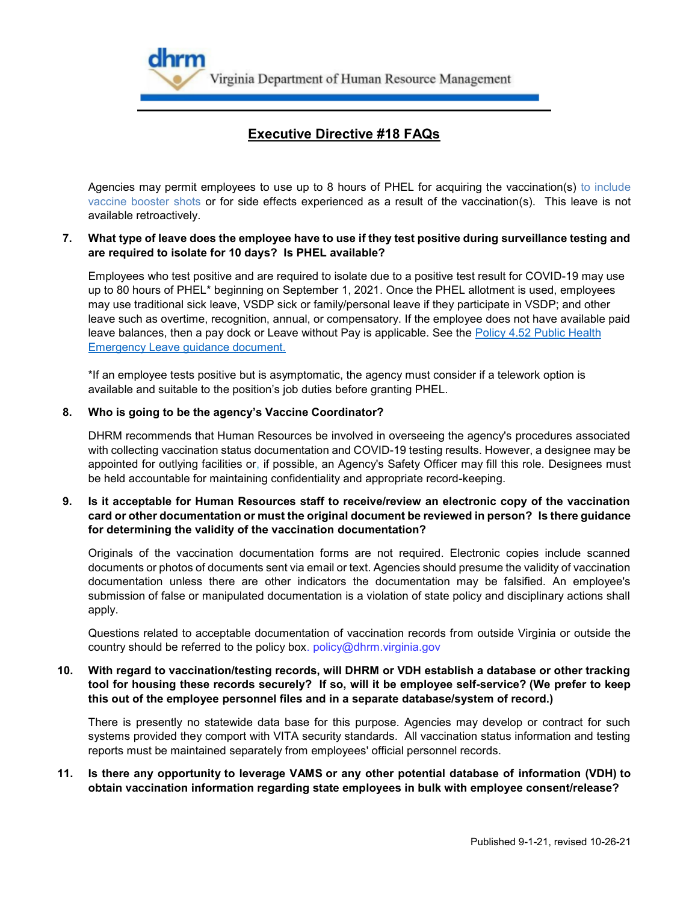# Executive Directive #18 FAQs

Agencies may permit employees to use up to 8 hours of PHEL for acquiring the vaccination(s) to include vaccine booster shots or for side effects experienced as a result of the vaccination(s). This leave is not available retroactively.

**7. What type of leave does the employee have to use if they test positive during surveillance testing and are required to isolate for 10 days? Is PHEL available?**

Employees who test positive and are required to isolate due to a positive test result for COVID-19 may use up to 80 hours of PHEL* beginning on September 1, 2021. Once the PHEL allotment is used, employees may use traditional sick leave, VSDP sick or family/personal leave if they participate in VSDP; and other leave such as overtime, recognition, annual, or compensatory. If the employee does not have available paid leave balances, then a pay dock or Leave without Pay is applicable. See the Policy 4.52 Public Health Emergency Leave guidance document.

*If an employee tests positive but is asymptomatic, the agency must consider if a telework option is available and suitable to the position's job duties before granting PHEL.

**8. Who is going to be the agency's Vaccine Coordinator?**

DHRM recommends that Human Resources be involved in overseeing the agency's procedures associated with collecting vaccination status documentation and COVID-19 testing results. However, a designee may be appointed for outlying facilities or, if possible, an Agency's Safety Officer may fill this role. Designees must be held accountable for maintaining confidentiality and appropriate record-keeping.

**9. Is it acceptable for Human Resources staff to receive/review an electronic copy of the vaccination card or other documentation or must the original document be reviewed in person? Is there guidance for determining the validity of the vaccination documentation?**

Originals of the vaccination documentation forms are not required. Electronic copies include scanned documents or photos of documents sent via email or text. Agencies should presume the validity of vaccination documentation unless there are other indicators the documentation may be falsified. An employee's submission of false or manipulated documentation is a violation of state policy and disciplinary actions shall apply.

Questions related to acceptable documentation of vaccination records from outside Virginia or outside the country should be referred to the policy box. policy@dhrm.virginia.gov

**10. With regard to vaccination/testing records, will DHRM or VDH establish a database or other tracking tool for housing these records securely? If so, will it be employee self-service? (We prefer to keep this out of the employee personnel files and in a separate database/system of record.)**

There is presently no statewide data base for this purpose. Agencies may develop or contract for such systems provided they comport with VITA security standards. All vaccination status information and testing reports must be maintained separately from employees' official personnel records.

**11. Is there any opportunity to leverage VAMS or any other potential database of information (VDH) to obtain vaccination information regarding state employees in bulk with employee consent/release?**

Published 9-1-21, revised 10-26-21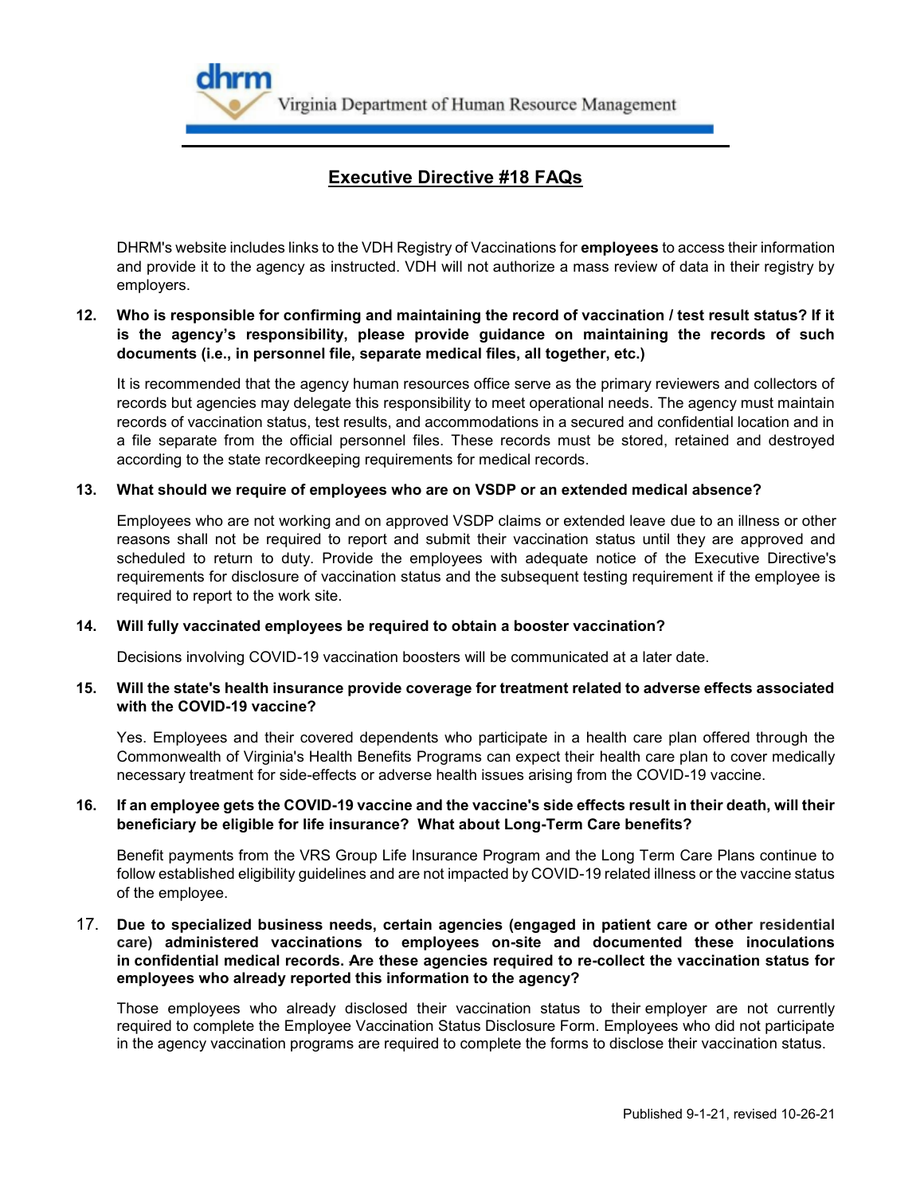## Executive Directive #18 FAQs

DHRM's website includes links to the VDH Registry of Vaccinations for **employees** to access their information and provide it to the agency as instructed. VDH will not authorize a mass review of data in their registry by employers.

**12. Who is responsible for confirming and maintaining the record of vaccination / test result status? If it is the agency's responsibility, please provide guidance on maintaining the records of such documents (i.e., in personnel file, separate medical files, all together, etc.)**

It is recommended that the agency human resources office serve as the primary reviewers and collectors of records but agencies may delegate this responsibility to meet operational needs. The agency must maintain records of vaccination status, test results, and accommodations in a secured and confidential location and in a file separate from the official personnel files. These records must be stored, retained and destroyed according to the state recordkeeping requirements for medical records.

**13. What should we require of employees who are on VSDP or an extended medical absence?**

Employees who are not working and on approved VSDP claims or extended leave due to an illness or other reasons shall not be required to report and submit their vaccination status until they are approved and scheduled to return to duty. Provide the employees with adequate notice of the Executive Directive's requirements for disclosure of vaccination status and the subsequent testing requirement if the employee is required to report to the work site.

**14. Will fully vaccinated employees be required to obtain a booster vaccination?**

Decisions involving COVID-19 vaccination boosters will be communicated at a later date.

**15. Will the state's health insurance provide coverage for treatment related to adverse effects associated with the COVID-19 vaccine?**

Yes. Employees and their covered dependents who participate in a health care plan offered through the Commonwealth of Virginia's Health Benefits Programs can expect their health care plan to cover medically necessary treatment for side-effects or adverse health issues arising from the COVID-19 vaccine.

**16. If an employee gets the COVID-19 vaccine and the vaccine's side effects result in their death, will their beneficiary be eligible for life insurance? What about Long-Term Care benefits?**

Benefit payments from the VRS Group Life Insurance Program and the Long Term Care Plans continue to follow established eligibility guidelines and are not impacted by COVID-19 related illness or the vaccine status of the employee.

**17. Due to specialized business needs, certain agencies (engaged in patient care or other residential care) administered vaccinations to employees on-site and documented these inoculations in confidential medical records. Are these agencies required to re-collect the vaccination status for employees who already reported this information to the agency?**

Those employees who already disclosed their vaccination status to their employer are not currently required to complete the Employee Vaccination Status Disclosure Form. Employees who did not participate in the agency vaccination programs are required to complete the forms to disclose their vaccination status.

Published 9-1-21, revised 10-26-21